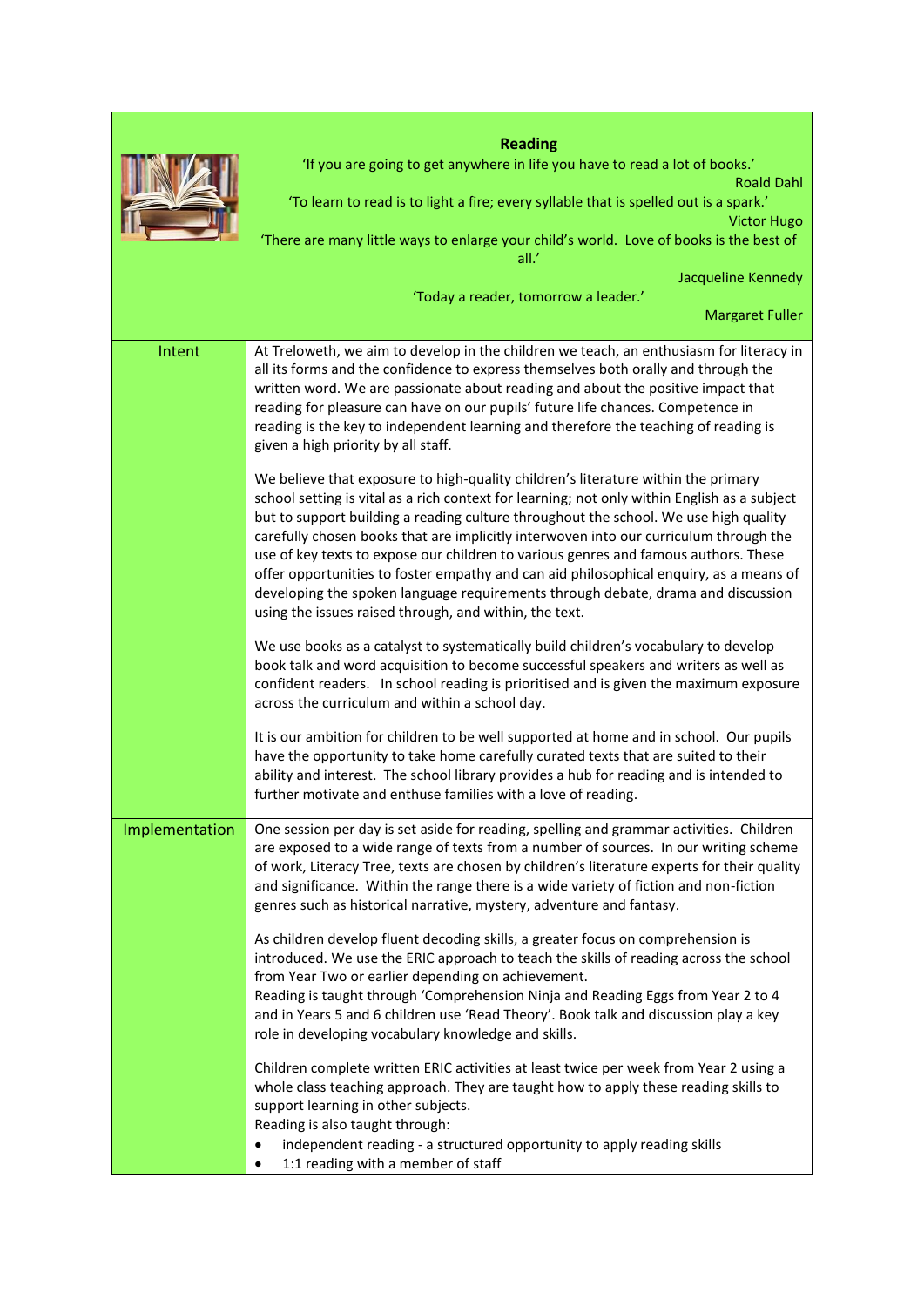| | **Reading**<br>'If you are going to get anywhere in life you have to read a lot of books.'<br>Roald Dahl<br>'To learn to read is to light a fire; every syllable that is spelled out is a spark.'<br>Victor Hugo<br>'There are many little ways to enlarge your child's world. Love of books is the best of all.'<br>Jacqueline Kennedy<br>'Today a reader, tomorrow a leader.'<br>Margaret Fuller |
|---|---|
| Intent | At Treloweth, we aim to develop in the children we teach, an enthusiasm for literacy in all its forms and the confidence to express themselves both orally and through the written word. We are passionate about reading and about the positive impact that reading for pleasure can have on our pupils' future life chances. Competence in reading is the key to independent learning and therefore the teaching of reading is given a high priority by all staff.<br><br>We believe that exposure to high-quality children's literature within the primary school setting is vital as a rich context for learning; not only within English as a subject but to support building a reading culture throughout the school. We use high quality carefully chosen books that are implicitly interwoven into our curriculum through the use of key texts to expose our children to various genres and famous authors. These offer opportunities to foster empathy and can aid philosophical enquiry, as a means of developing the spoken language requirements through debate, drama and discussion using the issues raised through, and within, the text.<br><br>We use books as a catalyst to systematically build children's vocabulary to develop book talk and word acquisition to become successful speakers and writers as well as confident readers. In school reading is prioritised and is given the maximum exposure across the curriculum and within a school day.<br><br>It is our ambition for children to be well supported at home and in school. Our pupils have the opportunity to take home carefully curated texts that are suited to their ability and interest. The school library provides a hub for reading and is intended to further motivate and enthuse families with a love of reading. |
| Implementation | One session per day is set aside for reading, spelling and grammar activities. Children are exposed to a wide range of texts from a number of sources. In our writing scheme of work, Literacy Tree, texts are chosen by children's literature experts for their quality and significance. Within the range there is a wide variety of fiction and non-fiction genres such as historical narrative, mystery, adventure and fantasy.<br><br>As children develop fluent decoding skills, a greater focus on comprehension is introduced. We use the ERIC approach to teach the skills of reading across the school from Year Two or earlier depending on achievement.<br>Reading is taught through 'Comprehension Ninja and Reading Eggs from Year 2 to 4 and in Years 5 and 6 children use 'Read Theory'. Book talk and discussion play a key role in developing vocabulary knowledge and skills.<br><br>Children complete written ERIC activities at least twice per week from Year 2 using a whole class teaching approach. They are taught how to apply these reading skills to support learning in other subjects.<br>Reading is also taught through:<br>• independent reading - a structured opportunity to apply reading skills<br>• 1:1 reading with a member of staff |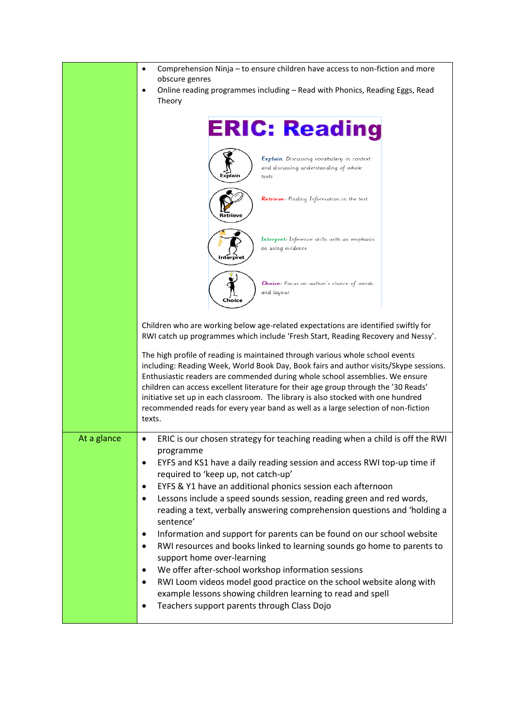| | |
|---|---|
| | • Comprehension Ninja – to ensure children have access to non-fiction and more obscure genres<br>• Online reading programmes including – Read with Phonics, Reading Eggs, Read Theory<br><br>**ERIC: Reading**<br><br>Explain<br>*Explain: Discussing vocabulary in context and discussing understanding of whole texts*<br><br>Retrieve<br>*Retrieve: Finding Information in the text*<br><br>Interpret<br>*Interpret: Inference skills with an emphasis on using evidence*<br><br>Choice<br>*Choice: Focus on author's choice of words and layout*<br><br>Children who are working below age-related expectations are identified swiftly for RWI catch up programmes which include 'Fresh Start, Reading Recovery and Nessy'.<br><br>The high profile of reading is maintained through various whole school events including: Reading Week, World Book Day, Book fairs and author visits/Skype sessions. Enthusiastic readers are commended during whole school assemblies. We ensure children can access excellent literature for their age group through the '30 Reads' initiative set up in each classroom. The library is also stocked with one hundred recommended reads for every year band as well as a large selection of non-fiction texts. |
| At a glance | • ERIC is our chosen strategy for teaching reading when a child is off the RWI programme<br>• EYFS and KS1 have a daily reading session and access RWI top-up time if required to 'keep up, not catch-up'<br>• EYFS & Y1 have an additional phonics session each afternoon<br>• Lessons include a speed sounds session, reading green and red words, reading a text, verbally answering comprehension questions and 'holding a sentence'<br>• Information and support for parents can be found on our school website<br>• RWI resources and books linked to learning sounds go home to parents to support home over-learning<br>• We offer after-school workshop information sessions<br>• RWI Loom videos model good practice on the school website along with example lessons showing children learning to read and spell<br>• Teachers support parents through Class Dojo |